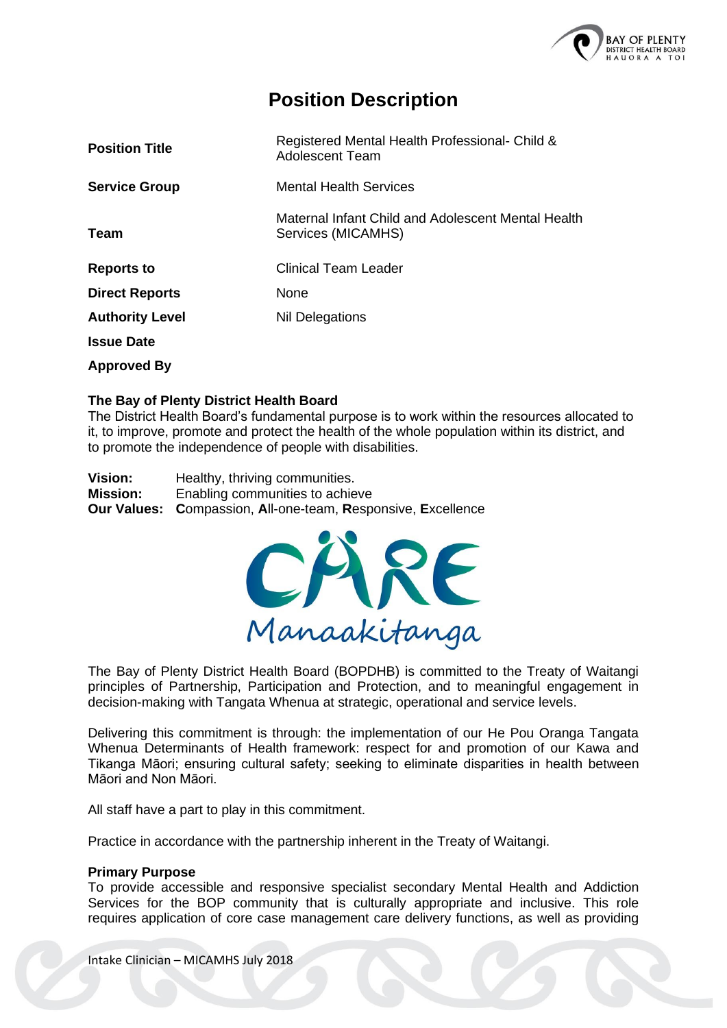# Position Description

| | |
|---|---|
| **Position Title** | Registered Mental Health Professional- Child & Adolescent Team |
| **Service Group** | Mental Health Services |
| **Team** | Maternal Infant Child and Adolescent Mental Health Services (MICAMHS) |
| **Reports to** | Clinical Team Leader |
| **Direct Reports** | None |
| **Authority Level** | Nil Delegations |
| **Issue Date** | |
| **Approved By** | |

**The Bay of Plenty District Health Board**
The District Health Board's fundamental purpose is to work within the resources allocated to it, to improve, promote and protect the health of the whole population within its district, and to promote the independence of people with disabilities.

**Vision:** Healthy, thriving communities.
**Mission:** Enabling communities to achieve
**Our Values:** **C**ompassion, **A**ll-one-team, **R**esponsive, **E**xcellence

CARE
Manaakitanga

The Bay of Plenty District Health Board (BOPDHB) is committed to the Treaty of Waitangi principles of Partnership, Participation and Protection, and to meaningful engagement in decision-making with Tangata Whenua at strategic, operational and service levels.

Delivering this commitment is through: the implementation of our He Pou Oranga Tangata Whenua Determinants of Health framework: respect for and promotion of our Kawa and Tikanga Māori; ensuring cultural safety; seeking to eliminate disparities in health between Māori and Non Māori.

All staff have a part to play in this commitment.

Practice in accordance with the partnership inherent in the Treaty of Waitangi.

**Primary Purpose**
To provide accessible and responsive specialist secondary Mental Health and Addiction Services for the BOP community that is culturally appropriate and inclusive. This role requires application of core case management care delivery functions, as well as providing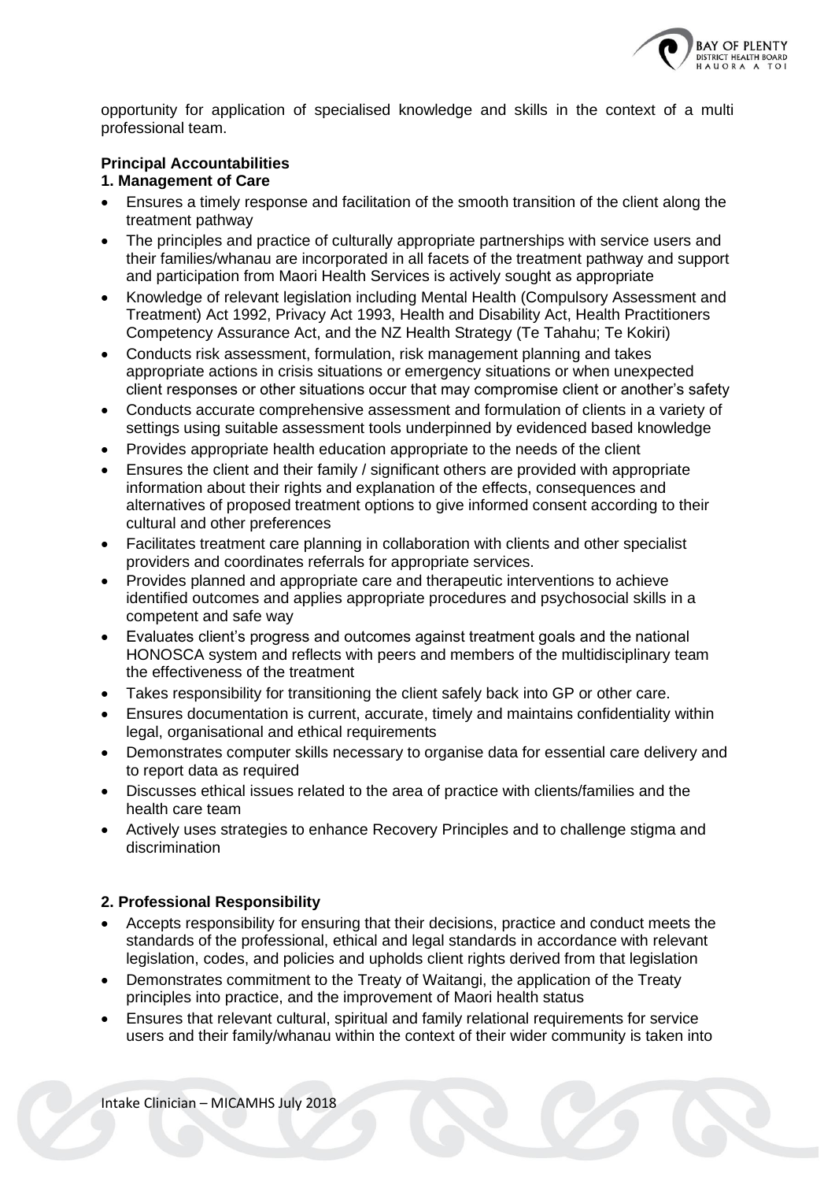opportunity for application of specialised knowledge and skills in the context of a multi professional team.

**Principal Accountabilities**

**1. Management of Care**

- Ensures a timely response and facilitation of the smooth transition of the client along the treatment pathway
- The principles and practice of culturally appropriate partnerships with service users and their families/whanau are incorporated in all facets of the treatment pathway and support and participation from Maori Health Services is actively sought as appropriate
- Knowledge of relevant legislation including Mental Health (Compulsory Assessment and Treatment) Act 1992, Privacy Act 1993, Health and Disability Act, Health Practitioners Competency Assurance Act, and the NZ Health Strategy (Te Tahahu; Te Kokiri)
- Conducts risk assessment, formulation, risk management planning and takes appropriate actions in crisis situations or emergency situations or when unexpected client responses or other situations occur that may compromise client or another's safety
- Conducts accurate comprehensive assessment and formulation of clients in a variety of settings using suitable assessment tools underpinned by evidenced based knowledge
- Provides appropriate health education appropriate to the needs of the client
- Ensures the client and their family / significant others are provided with appropriate information about their rights and explanation of the effects, consequences and alternatives of proposed treatment options to give informed consent according to their cultural and other preferences
- Facilitates treatment care planning in collaboration with clients and other specialist providers and coordinates referrals for appropriate services.
- Provides planned and appropriate care and therapeutic interventions to achieve identified outcomes and applies appropriate procedures and psychosocial skills in a competent and safe way
- Evaluates client's progress and outcomes against treatment goals and the national HONOSCA system and reflects with peers and members of the multidisciplinary team the effectiveness of the treatment
- Takes responsibility for transitioning the client safely back into GP or other care.
- Ensures documentation is current, accurate, timely and maintains confidentiality within legal, organisational and ethical requirements
- Demonstrates computer skills necessary to organise data for essential care delivery and to report data as required
- Discusses ethical issues related to the area of practice with clients/families and the health care team
- Actively uses strategies to enhance Recovery Principles and to challenge stigma and discrimination

**2. Professional Responsibility**

- Accepts responsibility for ensuring that their decisions, practice and conduct meets the standards of the professional, ethical and legal standards in accordance with relevant legislation, codes, and policies and upholds client rights derived from that legislation
- Demonstrates commitment to the Treaty of Waitangi, the application of the Treaty principles into practice, and the improvement of Maori health status
- Ensures that relevant cultural, spiritual and family relational requirements for service users and their family/whanau within the context of their wider community is taken into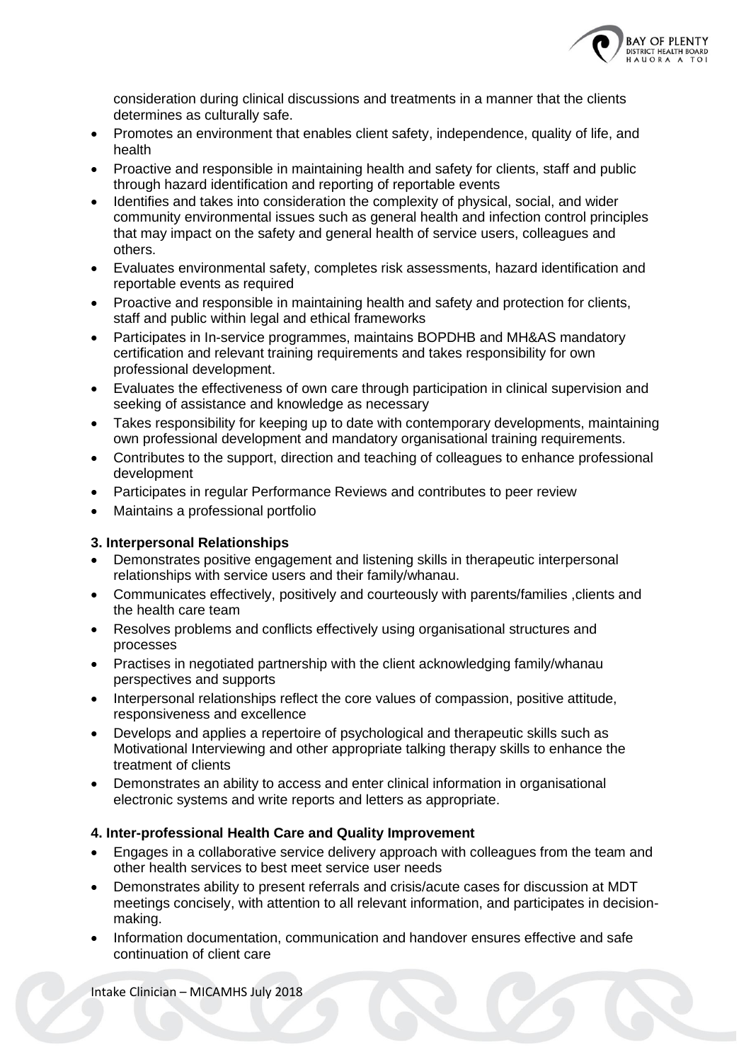consideration during clinical discussions and treatments in a manner that the clients determines as culturally safe.

- Promotes an environment that enables client safety, independence, quality of life, and health
- Proactive and responsible in maintaining health and safety for clients, staff and public through hazard identification and reporting of reportable events
- Identifies and takes into consideration the complexity of physical, social, and wider community environmental issues such as general health and infection control principles that may impact on the safety and general health of service users, colleagues and others.
- Evaluates environmental safety, completes risk assessments, hazard identification and reportable events as required
- Proactive and responsible in maintaining health and safety and protection for clients, staff and public within legal and ethical frameworks
- Participates in In-service programmes, maintains BOPDHB and MH&AS mandatory certification and relevant training requirements and takes responsibility for own professional development.
- Evaluates the effectiveness of own care through participation in clinical supervision and seeking of assistance and knowledge as necessary
- Takes responsibility for keeping up to date with contemporary developments, maintaining own professional development and mandatory organisational training requirements.
- Contributes to the support, direction and teaching of colleagues to enhance professional development
- Participates in regular Performance Reviews and contributes to peer review
- Maintains a professional portfolio

**3. Interpersonal Relationships**

- Demonstrates positive engagement and listening skills in therapeutic interpersonal relationships with service users and their family/whanau.
- Communicates effectively, positively and courteously with parents/families ,clients and the health care team
- Resolves problems and conflicts effectively using organisational structures and processes
- Practises in negotiated partnership with the client acknowledging family/whanau perspectives and supports
- Interpersonal relationships reflect the core values of compassion, positive attitude, responsiveness and excellence
- Develops and applies a repertoire of psychological and therapeutic skills such as Motivational Interviewing and other appropriate talking therapy skills to enhance the treatment of clients
- Demonstrates an ability to access and enter clinical information in organisational electronic systems and write reports and letters as appropriate.

**4. Inter-professional Health Care and Quality Improvement**

- Engages in a collaborative service delivery approach with colleagues from the team and other health services to best meet service user needs
- Demonstrates ability to present referrals and crisis/acute cases for discussion at MDT meetings concisely, with attention to all relevant information, and participates in decision-making.
- Information documentation, communication and handover ensures effective and safe continuation of client care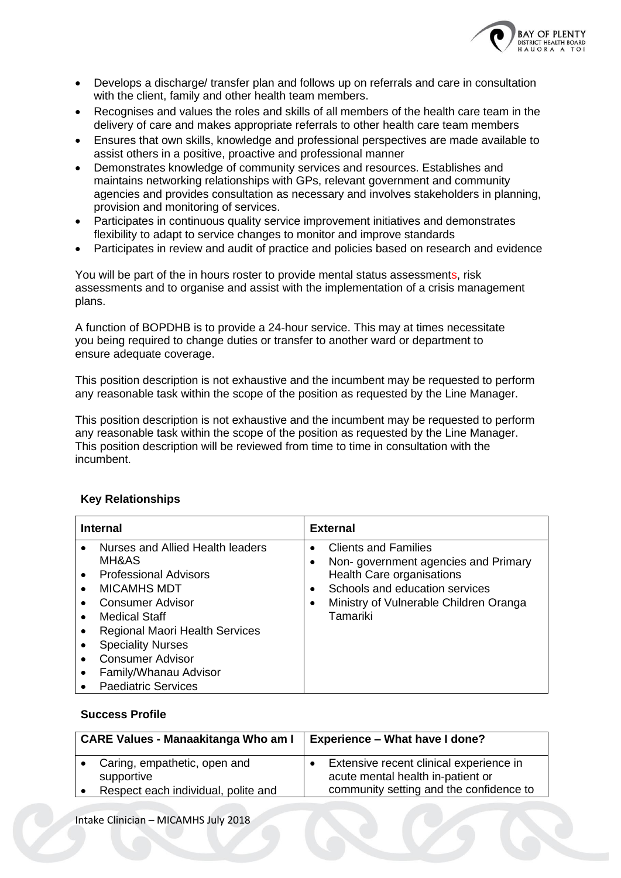- Develops a discharge/ transfer plan and follows up on referrals and care in consultation with the client, family and other health team members.
- Recognises and values the roles and skills of all members of the health care team in the delivery of care and makes appropriate referrals to other health care team members
- Ensures that own skills, knowledge and professional perspectives are made available to assist others in a positive, proactive and professional manner
- Demonstrates knowledge of community services and resources. Establishes and maintains networking relationships with GPs, relevant government and community agencies and provides consultation as necessary and involves stakeholders in planning, provision and monitoring of services.
- Participates in continuous quality service improvement initiatives and demonstrates flexibility to adapt to service changes to monitor and improve standards
- Participates in review and audit of practice and policies based on research and evidence

You will be part of the in hours roster to provide mental status assessments, risk assessments and to organise and assist with the implementation of a crisis management plans.

A function of BOPDHB is to provide a 24-hour service. This may at times necessitate you being required to change duties or transfer to another ward or department to ensure adequate coverage.

This position description is not exhaustive and the incumbent may be requested to perform any reasonable task within the scope of the position as requested by the Line Manager.

This position description is not exhaustive and the incumbent may be requested to perform any reasonable task within the scope of the position as requested by the Line Manager. This position description will be reviewed from time to time in consultation with the incumbent.

### Key Relationships

| Internal | External |
|---|---|
| • Nurses and Allied Health leaders MH&AS<br>• Professional Advisors<br>• MICAMHS MDT<br>• Consumer Advisor<br>• Medical Staff<br>• Regional Maori Health Services<br>• Speciality Nurses<br>• Consumer Advisor<br>• Family/Whanau Advisor<br>• Paediatric Services | • Clients and Families<br>• Non- government agencies and Primary Health Care organisations<br>• Schools and education services<br>• Ministry of Vulnerable Children Oranga Tamariki |

### Success Profile

| CARE Values - Manaakitanga Who am I | Experience – What have I done? |
|---|---|
| • Caring, empathetic, open and supportive<br>• Respect each individual, polite and | • Extensive recent clinical experience in acute mental health in-patient or community setting and the confidence to |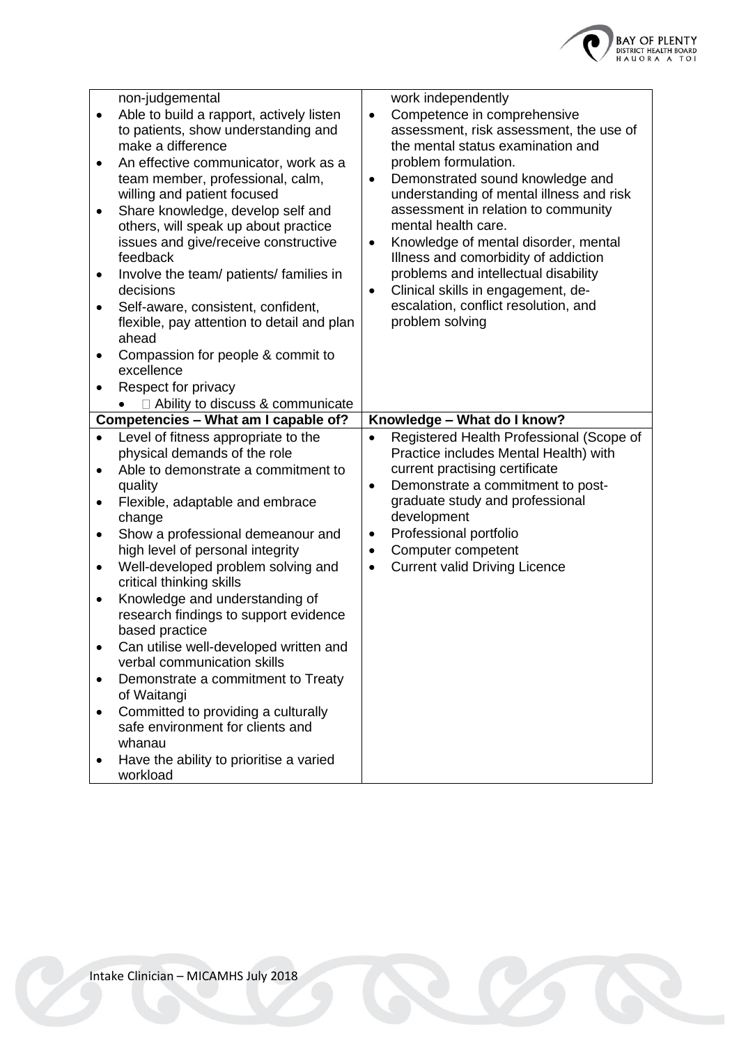| | |
|---|---|
| non-judgemental<br>• Able to build a rapport, actively listen to patients, show understanding and make a difference<br>• An effective communicator, work as a team member, professional, calm, willing and patient focused<br>• Share knowledge, develop self and others, will speak up about practice issues and give/receive constructive feedback<br>• Involve the team/ patients/ families in decisions<br>• Self-aware, consistent, confident, flexible, pay attention to detail and plan ahead<br>• Compassion for people & commit to excellence<br>• Respect for privacy<br>• Ability to discuss & communicate | work independently<br>• Competence in comprehensive assessment, risk assessment, the use of the mental status examination and problem formulation.<br>• Demonstrated sound knowledge and understanding of mental illness and risk assessment in relation to community mental health care.<br>• Knowledge of mental disorder, mental Illness and comorbidity of addiction problems and intellectual disability<br>• Clinical skills in engagement, de-escalation, conflict resolution, and problem solving |
| **Competencies – What am I capable of?** | **Knowledge – What do I know?** |
| • Level of fitness appropriate to the physical demands of the role<br>• Able to demonstrate a commitment to quality<br>• Flexible, adaptable and embrace change<br>• Show a professional demeanour and high level of personal integrity<br>• Well-developed problem solving and critical thinking skills<br>• Knowledge and understanding of research findings to support evidence based practice<br>• Can utilise well-developed written and verbal communication skills<br>• Demonstrate a commitment to Treaty of Waitangi<br>• Committed to providing a culturally safe environment for clients and whanau<br>• Have the ability to prioritise a varied workload | • Registered Health Professional (Scope of Practice includes Mental Health) with current practising certificate<br>• Demonstrate a commitment to post-graduate study and professional development<br>• Professional portfolio<br>• Computer competent<br>• Current valid Driving Licence |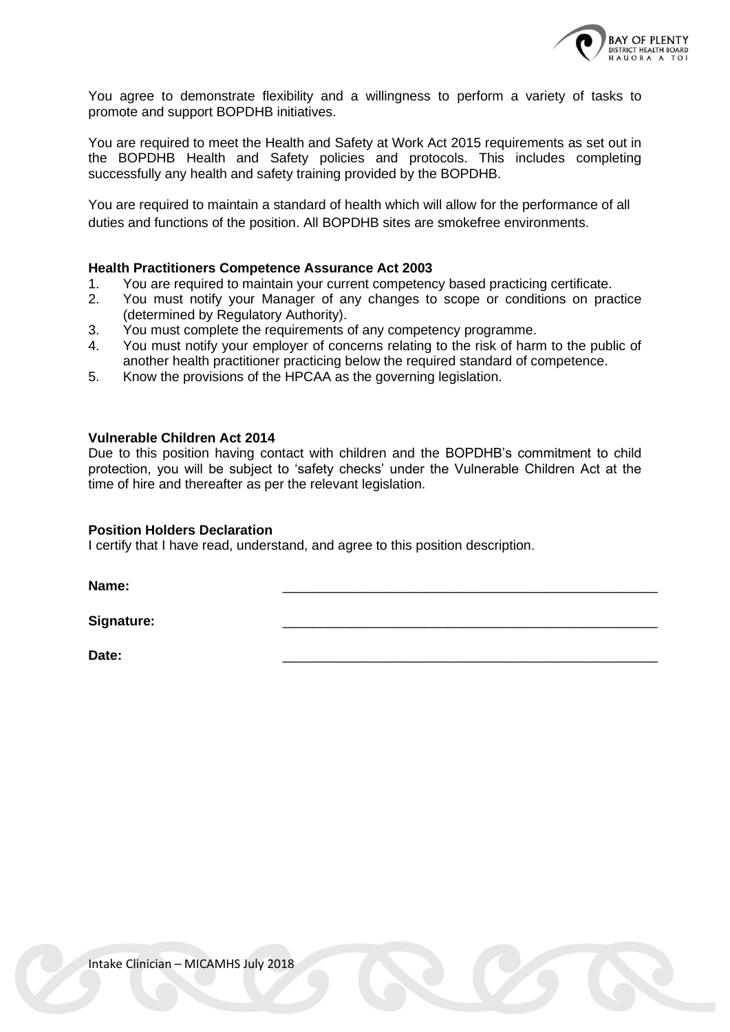You agree to demonstrate flexibility and a willingness to perform a variety of tasks to promote and support BOPDHB initiatives.

You are required to meet the Health and Safety at Work Act 2015 requirements as set out in the BOPDHB Health and Safety policies and protocols. This includes completing successfully any health and safety training provided by the BOPDHB.

You are required to maintain a standard of health which will allow for the performance of all duties and functions of the position. All BOPDHB sites are smokefree environments.

**Health Practitioners Competence Assurance Act 2003**

1. You are required to maintain your current competency based practicing certificate.
2. You must notify your Manager of any changes to scope or conditions on practice (determined by Regulatory Authority).
3. You must complete the requirements of any competency programme.
4. You must notify your employer of concerns relating to the risk of harm to the public of another health practitioner practicing below the required standard of competence.
5. Know the provisions of the HPCAA as the governing legislation.

**Vulnerable Children Act 2014**

Due to this position having contact with children and the BOPDHB's commitment to child protection, you will be subject to 'safety checks' under the Vulnerable Children Act at the time of hire and thereafter as per the relevant legislation.

**Position Holders Declaration**

I certify that I have read, understand, and agree to this position description.

**Name:** ____________________________________________________

**Signature:** ____________________________________________________

**Date:** ____________________________________________________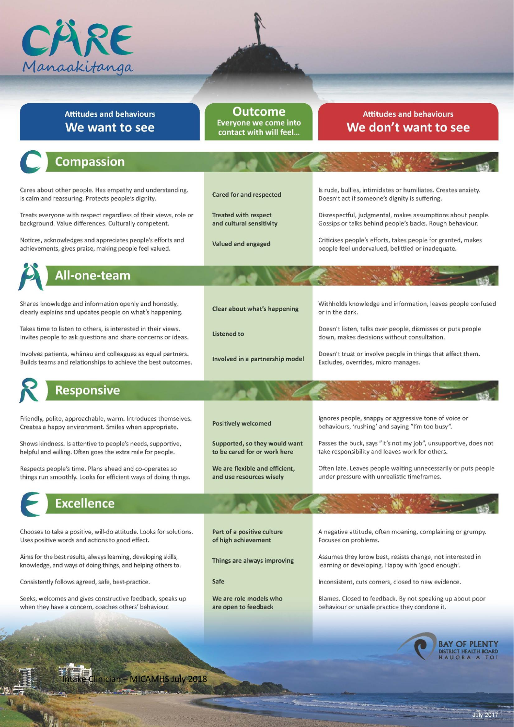# CARE

Manaakitanga

| Attitudes and behaviours<br>We want to see | Outcome<br>Everyone we come into contact with will feel... | Attitudes and behaviours<br>We don't want to see |
|---|---|---|
| **Compassion** | | |
| Cares about other people. Has empathy and understanding. Is calm and reassuring. Protects people's dignity. | Cared for and respected | Is rude, bullies, intimidates or humiliates. Creates anxiety. Doesn't act if someone's dignity is suffering. |
| Treats everyone with respect regardless of their views, role or background. Value differences. Culturally competent. | Treated with respect and cultural sensitivity | Disrespectful, judgmental, makes assumptions about people. Gossips or talks behind people's backs. Rough behaviour. |
| Notices, acknowledges and appreciates people's efforts and achievements, gives praise, making people feel valued. | Valued and engaged | Criticises people's efforts, takes people for granted, makes people feel undervalued, belittled or inadequate. |
| **All-one-team** | | |
| Shares knowledge and information openly and honestly, clearly explains and updates people on what's happening. | Clear about what's happening | Withholds knowledge and information, leaves people confused or in the dark. |
| Takes time to listen to others, is interested in their views. Invites people to ask questions and share concerns or ideas. | Listened to | Doesn't listen, talks over people, dismisses or puts people down, makes decisions without consultation. |
| Involves patients, whānau and colleagues as equal partners. Builds teams and relationships to achieve the best outcomes. | Involved in a partnership model | Doesn't trust or involve people in things that affect them. Excludes, overrides, micro manages. |
| **Responsive** | | |
| Friendly, polite, approachable, warm. Introduces themselves. Creates a happy environment. Smiles when appropriate. | Positively welcomed | Ignores people, snappy or aggressive tone of voice or behaviours, 'rushing' and saying "I'm too busy". |
| Shows kindness. Is attentive to people's needs, supportive, helpful and willing. Often goes the extra mile for people. | Supported, so they would want to be cared for or work here | Passes the buck, says "it's not my job", unsupportive, does not take responsibility and leaves work for others. |
| Respects people's time. Plans ahead and co-operates so things run smoothly. Looks for efficient ways of doing things. | We are flexible and efficient, and use resources wisely | Often late. Leaves people waiting unnecessarily or puts people under pressure with unrealistic timeframes. |
| **Excellence** | | |
| Chooses to take a positive, will-do attitude. Looks for solutions. Uses positive words and actions to good effect. | Part of a positive culture of high achievement | A negative attitude, often moaning, complaining or grumpy. Focuses on problems. |
| Aims for the best results, always learning, developing skills, knowledge, and ways of doing things, and helping others to. | Things are always improving | Assumes they know best, resists change, not interested in learning or developing. Happy with 'good enough'. |
| Consistently follows agreed, safe, best-practice. | Safe | Inconsistent, cuts corners, closed to new evidence. |
| Seeks, welcomes and gives constructive feedback, speaks up when they have a concern, coaches others' behaviour. | We are role models who are open to feedback | Blames. Closed to feedback. By not speaking up about poor behaviour or unsafe practice they condone it. |

Intake Clinician – MICAMHS July 2018

BAY OF PLENTY DISTRICT HEALTH BOARD HAUORA A TOI

July 2017